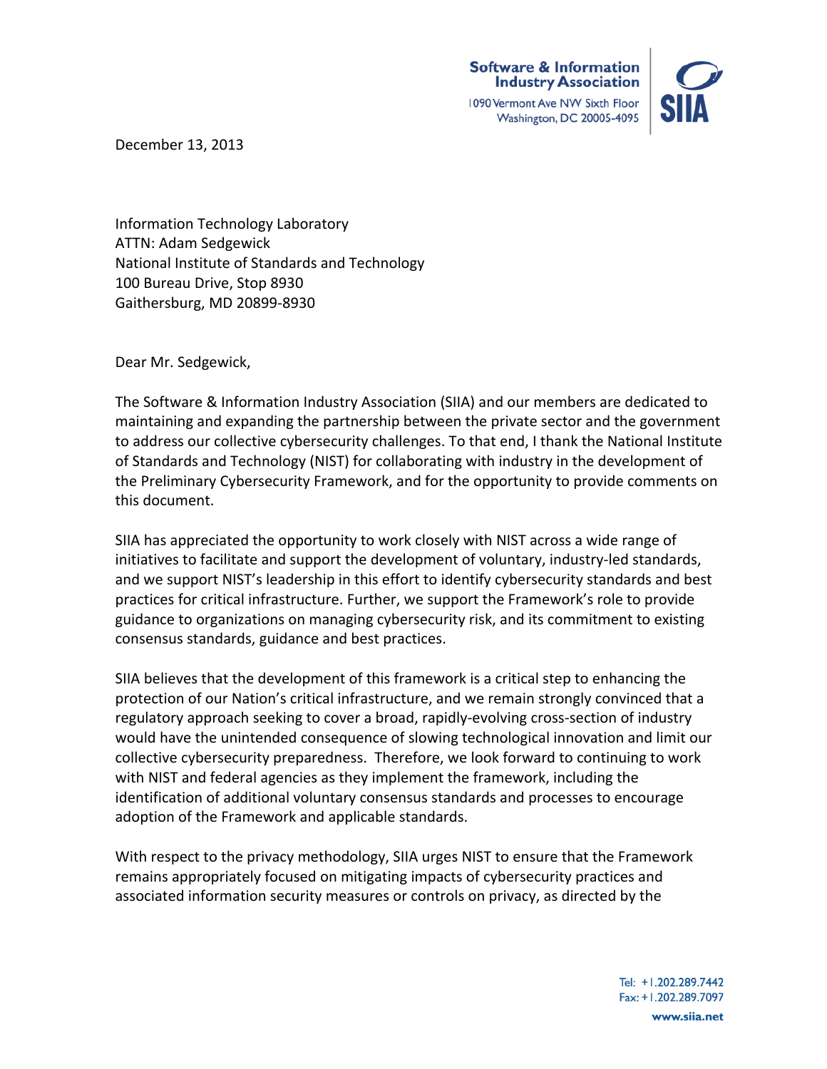Software & Information Industry Association
1090 Vermont Ave NW Sixth Floor
Washington, DC 20005-4095

December 13, 2013

Information Technology Laboratory
ATTN: Adam Sedgewick
National Institute of Standards and Technology
100 Bureau Drive, Stop 8930
Gaithersburg, MD 20899-8930

Dear Mr. Sedgewick,

The Software & Information Industry Association (SIIA) and our members are dedicated to maintaining and expanding the partnership between the private sector and the government to address our collective cybersecurity challenges. To that end, I thank the National Institute of Standards and Technology (NIST) for collaborating with industry in the development of the Preliminary Cybersecurity Framework, and for the opportunity to provide comments on this document.

SIIA has appreciated the opportunity to work closely with NIST across a wide range of initiatives to facilitate and support the development of voluntary, industry-led standards, and we support NIST's leadership in this effort to identify cybersecurity standards and best practices for critical infrastructure. Further, we support the Framework's role to provide guidance to organizations on managing cybersecurity risk, and its commitment to existing consensus standards, guidance and best practices.

SIIA believes that the development of this framework is a critical step to enhancing the protection of our Nation's critical infrastructure, and we remain strongly convinced that a regulatory approach seeking to cover a broad, rapidly-evolving cross-section of industry would have the unintended consequence of slowing technological innovation and limit our collective cybersecurity preparedness. Therefore, we look forward to continuing to work with NIST and federal agencies as they implement the framework, including the identification of additional voluntary consensus standards and processes to encourage adoption of the Framework and applicable standards.

With respect to the privacy methodology, SIIA urges NIST to ensure that the Framework remains appropriately focused on mitigating impacts of cybersecurity practices and associated information security measures or controls on privacy, as directed by the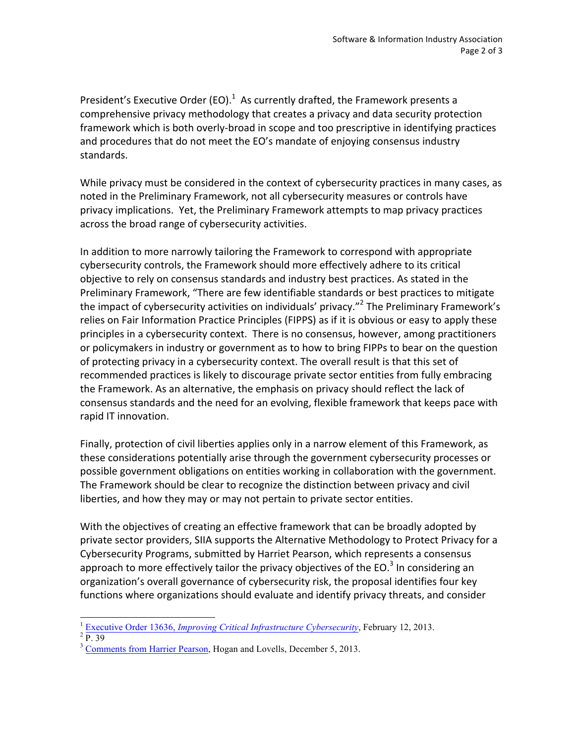President's Executive Order (EO).[1] As currently drafted, the Framework presents a comprehensive privacy methodology that creates a privacy and data security protection framework which is both overly-broad in scope and too prescriptive in identifying practices and procedures that do not meet the EO's mandate of enjoying consensus industry standards.

While privacy must be considered in the context of cybersecurity practices in many cases, as noted in the Preliminary Framework, not all cybersecurity measures or controls have privacy implications. Yet, the Preliminary Framework attempts to map privacy practices across the broad range of cybersecurity activities.

In addition to more narrowly tailoring the Framework to correspond with appropriate cybersecurity controls, the Framework should more effectively adhere to its critical objective to rely on consensus standards and industry best practices. As stated in the Preliminary Framework, "There are few identifiable standards or best practices to mitigate the impact of cybersecurity activities on individuals' privacy."[2] The Preliminary Framework's relies on Fair Information Practice Principles (FIPPS) as if it is obvious or easy to apply these principles in a cybersecurity context. There is no consensus, however, among practitioners or policymakers in industry or government as to how to bring FIPPs to bear on the question of protecting privacy in a cybersecurity context. The overall result is that this set of recommended practices is likely to discourage private sector entities from fully embracing the Framework. As an alternative, the emphasis on privacy should reflect the lack of consensus standards and the need for an evolving, flexible framework that keeps pace with rapid IT innovation.

Finally, protection of civil liberties applies only in a narrow element of this Framework, as these considerations potentially arise through the government cybersecurity processes or possible government obligations on entities working in collaboration with the government. The Framework should be clear to recognize the distinction between privacy and civil liberties, and how they may or may not pertain to private sector entities.

With the objectives of creating an effective framework that can be broadly adopted by private sector providers, SIIA supports the Alternative Methodology to Protect Privacy for a Cybersecurity Programs, submitted by Harriet Pearson, which represents a consensus approach to more effectively tailor the privacy objectives of the EO.[3] In considering an organization's overall governance of cybersecurity risk, the proposal identifies four key functions where organizations should evaluate and identify privacy threats, and consider

---

[1] Executive Order 13636, *Improving Critical Infrastructure Cybersecurity*, February 12, 2013.

[2] P. 39

[3] Comments from Harrier Pearson, Hogan and Lovells, December 5, 2013.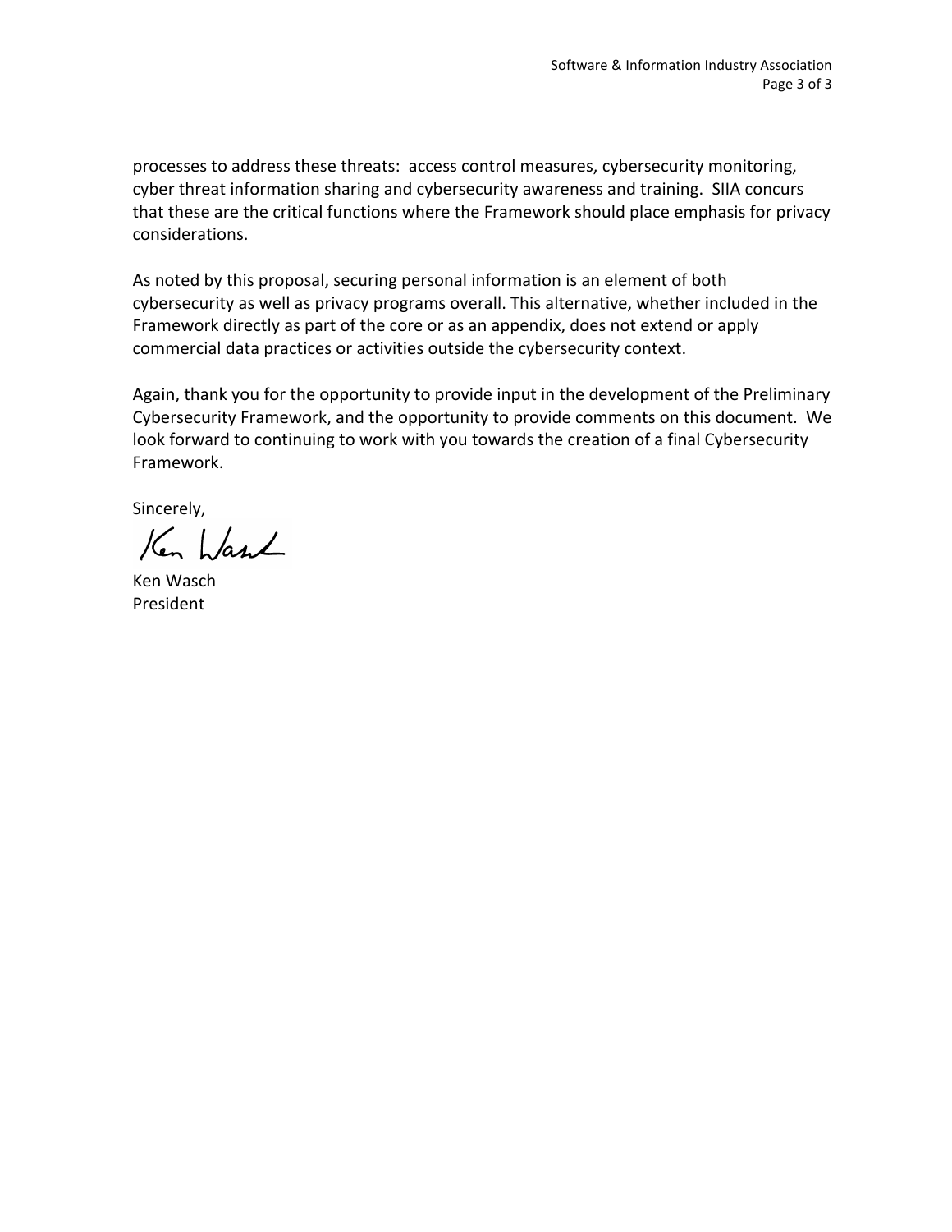processes to address these threats: access control measures, cybersecurity monitoring, cyber threat information sharing and cybersecurity awareness and training. SIIA concurs that these are the critical functions where the Framework should place emphasis for privacy considerations.

As noted by this proposal, securing personal information is an element of both cybersecurity as well as privacy programs overall. This alternative, whether included in the Framework directly as part of the core or as an appendix, does not extend or apply commercial data practices or activities outside the cybersecurity context.

Again, thank you for the opportunity to provide input in the development of the Preliminary Cybersecurity Framework, and the opportunity to provide comments on this document. We look forward to continuing to work with you towards the creation of a final Cybersecurity Framework.

Sincerely,

Ken Wasch
President